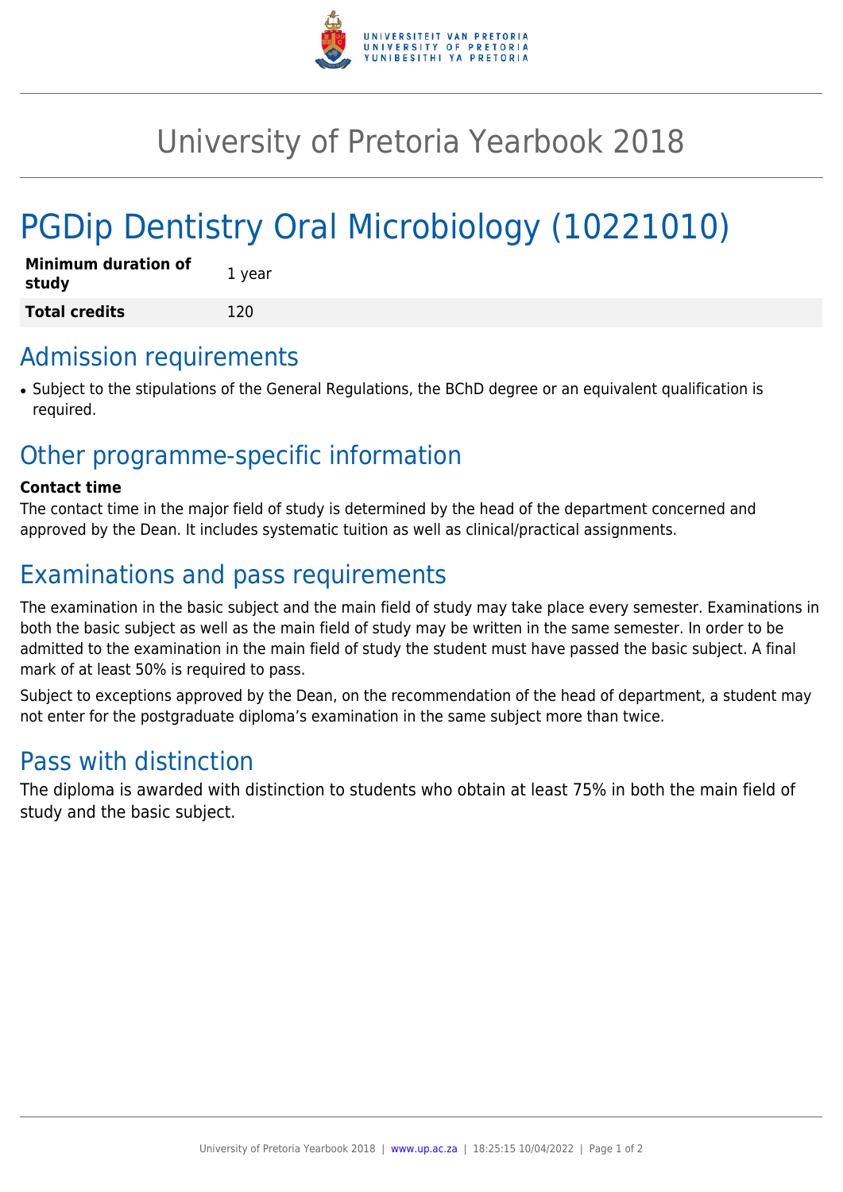# University of Pretoria Yearbook 2018

# PGDip Dentistry Oral Microbiology (10221010)

| **Minimum duration of study** | 1 year |
|---|---|
| **Total credits** | 120 |

## Admission requirements

- Subject to the stipulations of the General Regulations, the BChD degree or an equivalent qualification is required.

## Other programme-specific information

**Contact time**

The contact time in the major field of study is determined by the head of the department concerned and approved by the Dean. It includes systematic tuition as well as clinical/practical assignments.

## Examinations and pass requirements

The examination in the basic subject and the main field of study may take place every semester. Examinations in both the basic subject as well as the main field of study may be written in the same semester. In order to be admitted to the examination in the main field of study the student must have passed the basic subject. A final mark of at least 50% is required to pass.

Subject to exceptions approved by the Dean, on the recommendation of the head of department, a student may not enter for the postgraduate diploma's examination in the same subject more than twice.

## Pass with distinction

The diploma is awarded with distinction to students who obtain at least 75% in both the main field of study and the basic subject.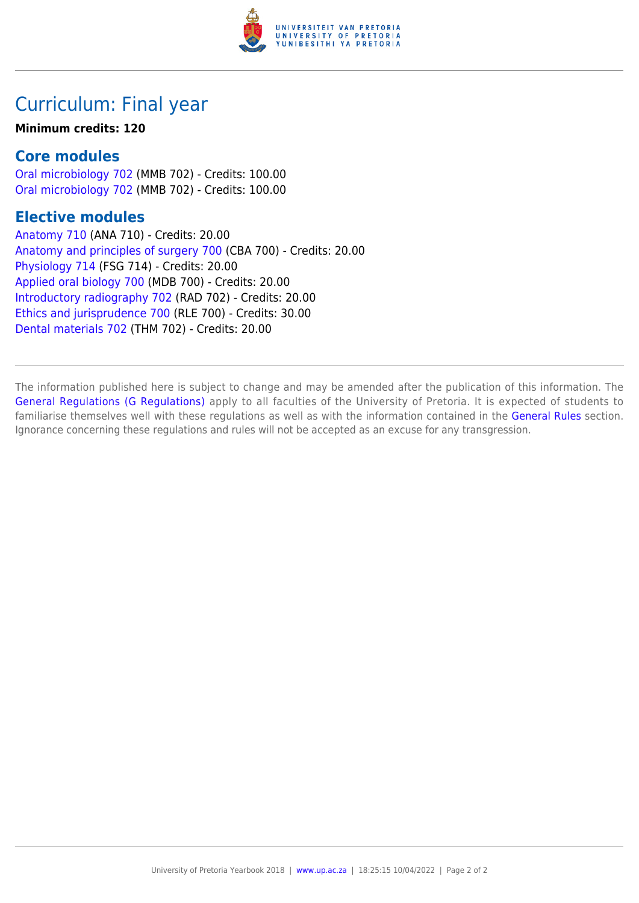# Curriculum: Final year

**Minimum credits: 120**

## Core modules

Oral microbiology 702 (MMB 702) - Credits: 100.00
Oral microbiology 702 (MMB 702) - Credits: 100.00

## Elective modules

Anatomy 710 (ANA 710) - Credits: 20.00
Anatomy and principles of surgery 700 (CBA 700) - Credits: 20.00
Physiology 714 (FSG 714) - Credits: 20.00
Applied oral biology 700 (MDB 700) - Credits: 20.00
Introductory radiography 702 (RAD 702) - Credits: 20.00
Ethics and jurisprudence 700 (RLE 700) - Credits: 30.00
Dental materials 702 (THM 702) - Credits: 20.00

The information published here is subject to change and may be amended after the publication of this information. The General Regulations (G Regulations) apply to all faculties of the University of Pretoria. It is expected of students to familiarise themselves well with these regulations as well as with the information contained in the General Rules section. Ignorance concerning these regulations and rules will not be accepted as an excuse for any transgression.